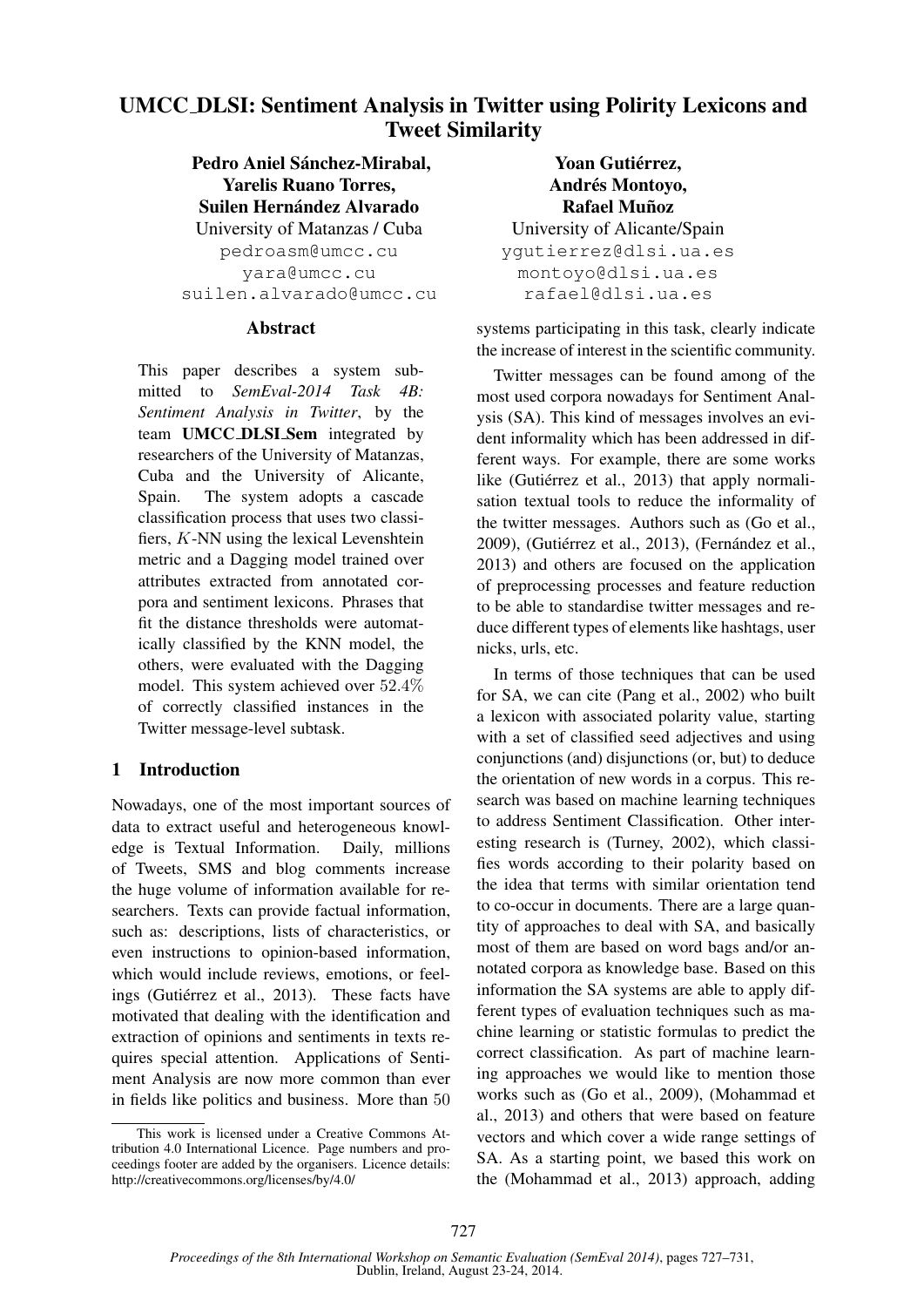# UMCC_DLSI: Sentiment Analysis in Twitter using Polirity Lexicons and Tweet Similarity

**Pedro Aniel Sánchez-Mirabal, Yarelis Ruano Torres, Suilen Hernández Alvarado**
University of Matanzas / Cuba
pedroasm@umcc.cu
yara@umcc.cu
suilen.alvarado@umcc.cu

**Yoan Gutiérrez, Andrés Montoyo, Rafael Muñoz**
University of Alicante/Spain
ygutierrez@dlsi.ua.es
montoyo@dlsi.ua.es
rafael@dlsi.ua.es

## Abstract

This paper describes a system submitted to *SemEval-2014 Task 4B: Sentiment Analysis in Twitter*, by the team **UMCC_DLSI_Sem** integrated by researchers of the University of Matanzas, Cuba and the University of Alicante, Spain. The system adopts a cascade classification process that uses two classifiers, $K$-NN using the lexical Levenshtein metric and a Dagging model trained over attributes extracted from annotated corpora and sentiment lexicons. Phrases that fit the distance thresholds were automatically classified by the KNN model, the others, were evaluated with the Dagging model. This system achieved over $52.4\%$ of correctly classified instances in the Twitter message-level subtask.

## 1 Introduction

Nowadays, one of the most important sources of data to extract useful and heterogeneous knowledge is Textual Information. Daily, millions of Tweets, SMS and blog comments increase the huge volume of information available for researchers. Texts can provide factual information, such as: descriptions, lists of characteristics, or even instructions to opinion-based information, which would include reviews, emotions, or feelings (Gutiérrez et al., 2013). These facts have motivated that dealing with the identification and extraction of opinions and sentiments in texts requires special attention. Applications of Sentiment Analysis are now more common than ever in fields like politics and business. More than 50 systems participating in this task, clearly indicate the increase of interest in the scientific community.

Twitter messages can be found among of the most used corpora nowadays for Sentiment Analysis (SA). This kind of messages involves an evident informality which has been addressed in different ways. For example, there are some works like (Gutiérrez et al., 2013) that apply normalisation textual tools to reduce the informality of the twitter messages. Authors such as (Go et al., 2009), (Gutiérrez et al., 2013), (Fernández et al., 2013) and others are focused on the application of preprocessing processes and feature reduction to be able to standardise twitter messages and reduce different types of elements like hashtags, user nicks, urls, etc.

In terms of those techniques that can be used for SA, we can cite (Pang et al., 2002) who built a lexicon with associated polarity value, starting with a set of classified seed adjectives and using conjunctions (and) disjunctions (or, but) to deduce the orientation of new words in a corpus. This research was based on machine learning techniques to address Sentiment Classification. Other interesting research is (Turney, 2002), which classifies words according to their polarity based on the idea that terms with similar orientation tend to co-occur in documents. There are a large quantity of approaches to deal with SA, and basically most of them are based on word bags and/or annotated corpora as knowledge base. Based on this information the SA systems are able to apply different types of evaluation techniques such as machine learning or statistic formulas to predict the correct classification. As part of machine learning approaches we would like to mention those works such as (Go et al., 2009), (Mohammad et al., 2013) and others that were based on feature vectors and which cover a wide range settings of SA. As a starting point, we based this work on the (Mohammad et al., 2013) approach, adding

This work is licensed under a Creative Commons Attribution 4.0 International Licence. Page numbers and proceedings footer are added by the organisers. Licence details: http://creativecommons.org/licenses/by/4.0/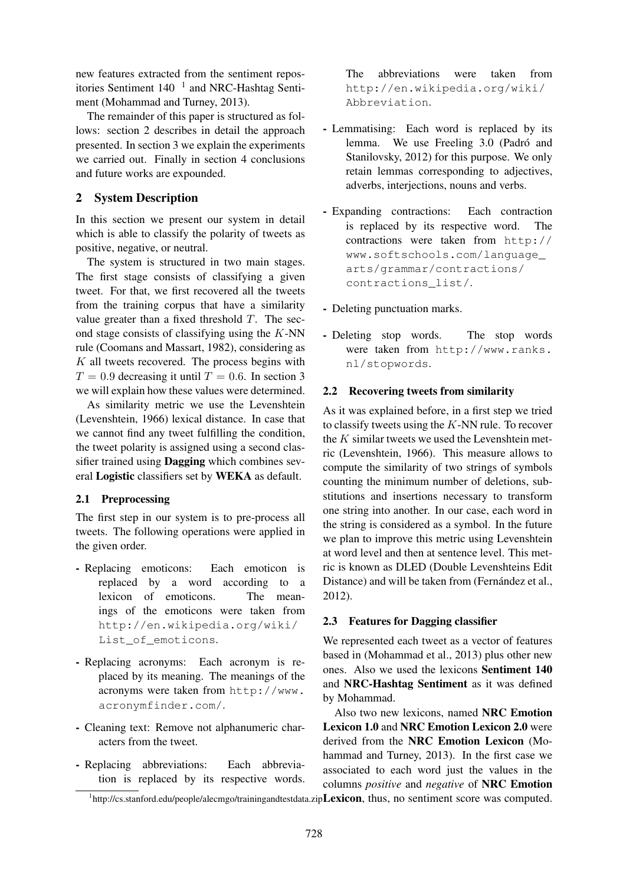new features extracted from the sentiment repositories Sentiment 140 [1] and NRC-Hashtag Sentiment (Mohammad and Turney, 2013).

The remainder of this paper is structured as follows: section 2 describes in detail the approach presented. In section 3 we explain the experiments we carried out. Finally in section 4 conclusions and future works are expounded.

## 2 System Description

In this section we present our system in detail which is able to classify the polarity of tweets as positive, negative, or neutral.

The system is structured in two main stages. The first stage consists of classifying a given tweet. For that, we first recovered all the tweets from the training corpus that have a similarity value greater than a fixed threshold $T$. The second stage consists of classifying using the $K$-NN rule (Coomans and Massart, 1982), considering as $K$ all tweets recovered. The process begins with $T = 0.9$ decreasing it until $T = 0.6$. In section 3 we will explain how these values were determined.

As similarity metric we use the Levenshtein (Levenshtein, 1966) lexical distance. In case that we cannot find any tweet fulfilling the condition, the tweet polarity is assigned using a second classifier trained using **Dagging** which combines several **Logistic** classifiers set by **WEKA** as default.

### 2.1 Preprocessing

The first step in our system is to pre-process all tweets. The following operations were applied in the given order.

- Replacing emoticons: Each emoticon is replaced by a word according to a lexicon of emoticons. The meanings of the emoticons were taken from http://en.wikipedia.org/wiki/List_of_emoticons.
- Replacing acronyms: Each acronym is replaced by its meaning. The meanings of the acronyms were taken from http://www.acronymfinder.com/.
- Cleaning text: Remove not alphanumeric characters from the tweet.
- Replacing abbreviations: Each abbreviation is replaced by its respective words. The abbreviations were taken from http://en.wikipedia.org/wiki/Abbreviation.
- Lemmatising: Each word is replaced by its lemma. We use Freeling 3.0 (Padró and Stanilovsky, 2012) for this purpose. We only retain lemmas corresponding to adjectives, adverbs, interjections, nouns and verbs.
- Expanding contractions: Each contraction is replaced by its respective word. The contractions were taken from http://www.softschools.com/language_arts/grammar/contractions/contractions_list/.
- Deleting punctuation marks.
- Deleting stop words. The stop words were taken from http://www.ranks.nl/stopwords.

### 2.2 Recovering tweets from similarity

As it was explained before, in a first step we tried to classify tweets using the $K$-NN rule. To recover the $K$ similar tweets we used the Levenshtein metric (Levenshtein, 1966). This measure allows to compute the similarity of two strings of symbols counting the minimum number of deletions, substitutions and insertions necessary to transform one string into another. In our case, each word in the string is considered as a symbol. In the future we plan to improve this metric using Levenshtein at word level and then at sentence level. This metric is known as DLED (Double Levenshteins Edit Distance) and will be taken from (Fernández et al., 2012).

### 2.3 Features for Dagging classifier

We represented each tweet as a vector of features based in (Mohammad et al., 2013) plus other new ones. Also we used the lexicons **Sentiment 140** and **NRC-Hashtag Sentiment** as it was defined by Mohammad.

Also two new lexicons, named **NRC Emotion Lexicon 1.0** and **NRC Emotion Lexicon 2.0** were derived from the **NRC Emotion Lexicon** (Mohammad and Turney, 2013). In the first case we associated to each word just the values in the columns *positive* and *negative* of **NRC Emotion Lexicon**, thus, no sentiment score was computed.

[1] http://cs.stanford.edu/people/alecmgo/trainingandtestdata.zip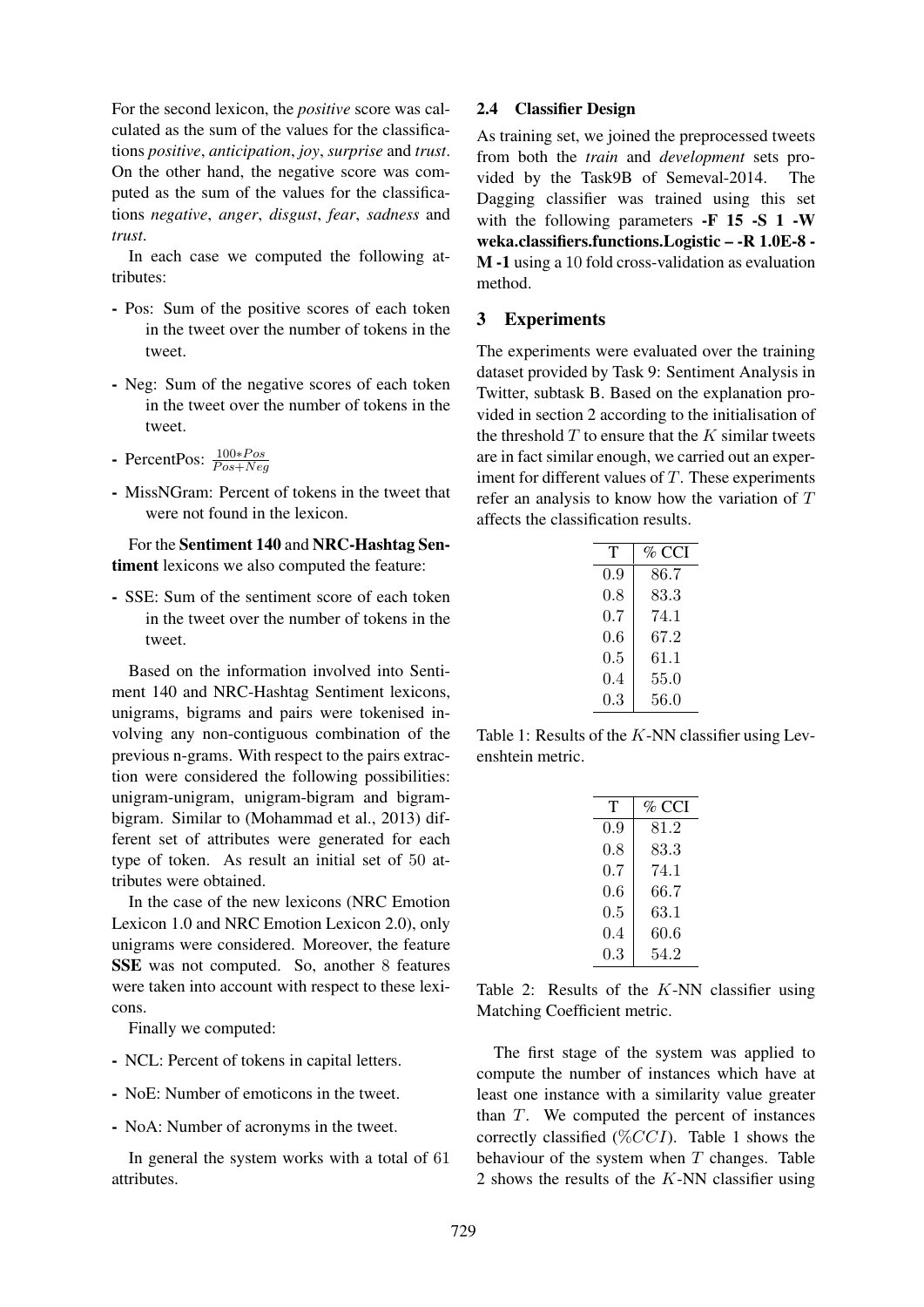For the second lexicon, the *positive* score was calculated as the sum of the values for the classifications *positive*, *anticipation*, *joy*, *surprise* and *trust*. On the other hand, the negative score was computed as the sum of the values for the classifications *negative*, *anger*, *disgust*, *fear*, *sadness* and *trust*.

In each case we computed the following attributes:

- Pos: Sum of the positive scores of each token in the tweet over the number of tokens in the tweet.
- Neg: Sum of the negative scores of each token in the tweet over the number of tokens in the tweet.
- PercentPos: $\frac{100*Pos}{Pos+Neg}$
- MissNGram: Percent of tokens in the tweet that were not found in the lexicon.

For the **Sentiment 140** and **NRC-Hashtag Sentiment** lexicons we also computed the feature:

- SSE: Sum of the sentiment score of each token in the tweet over the number of tokens in the tweet.

Based on the information involved into Sentiment 140 and NRC-Hashtag Sentiment lexicons, unigrams, bigrams and pairs were tokenised involving any non-contiguous combination of the previous n-grams. With respect to the pairs extraction were considered the following possibilities: unigram-unigram, unigram-bigram and bigram-bigram. Similar to (Mohammad et al., 2013) different set of attributes were generated for each type of token. As result an initial set of 50 attributes were obtained.

In the case of the new lexicons (NRC Emotion Lexicon 1.0 and NRC Emotion Lexicon 2.0), only unigrams were considered. Moreover, the feature **SSE** was not computed. So, another 8 features were taken into account with respect to these lexicons.

Finally we computed:

- NCL: Percent of tokens in capital letters.
- NoE: Number of emoticons in the tweet.
- NoA: Number of acronyms in the tweet.

In general the system works with a total of 61 attributes.

### 2.4 Classifier Design

As training set, we joined the preprocessed tweets from both the *train* and *development* sets provided by the Task9B of Semeval-2014. The Dagging classifier was trained using this set with the following parameters **-F 15 -S 1 -W weka.classifiers.functions.Logistic – -R 1.0E-8 -M -1** using a 10 fold cross-validation as evaluation method.

## 3 Experiments

The experiments were evaluated over the training dataset provided by Task 9: Sentiment Analysis in Twitter, subtask B. Based on the explanation provided in section 2 according to the initialisation of the threshold $T$ to ensure that the $K$ similar tweets are in fact similar enough, we carried out an experiment for different values of $T$. These experiments refer an analysis to know how the variation of $T$ affects the classification results.

| T | % CCI |
|---|---|
| 0.9 | 86.7 |
| 0.8 | 83.3 |
| 0.7 | 74.1 |
| 0.6 | 67.2 |
| 0.5 | 61.1 |
| 0.4 | 55.0 |
| 0.3 | 56.0 |

Table 1: Results of the $K$-NN classifier using Levenshtein metric.

| T | % CCI |
|---|---|
| 0.9 | 81.2 |
| 0.8 | 83.3 |
| 0.7 | 74.1 |
| 0.6 | 66.7 |
| 0.5 | 63.1 |
| 0.4 | 60.6 |
| 0.3 | 54.2 |

Table 2: Results of the $K$-NN classifier using Matching Coefficient metric.

The first stage of the system was applied to compute the number of instances which have at least one instance with a similarity value greater than $T$. We computed the percent of instances correctly classified ($\%CCI$). Table 1 shows the behaviour of the system when $T$ changes. Table 2 shows the results of the $K$-NN classifier using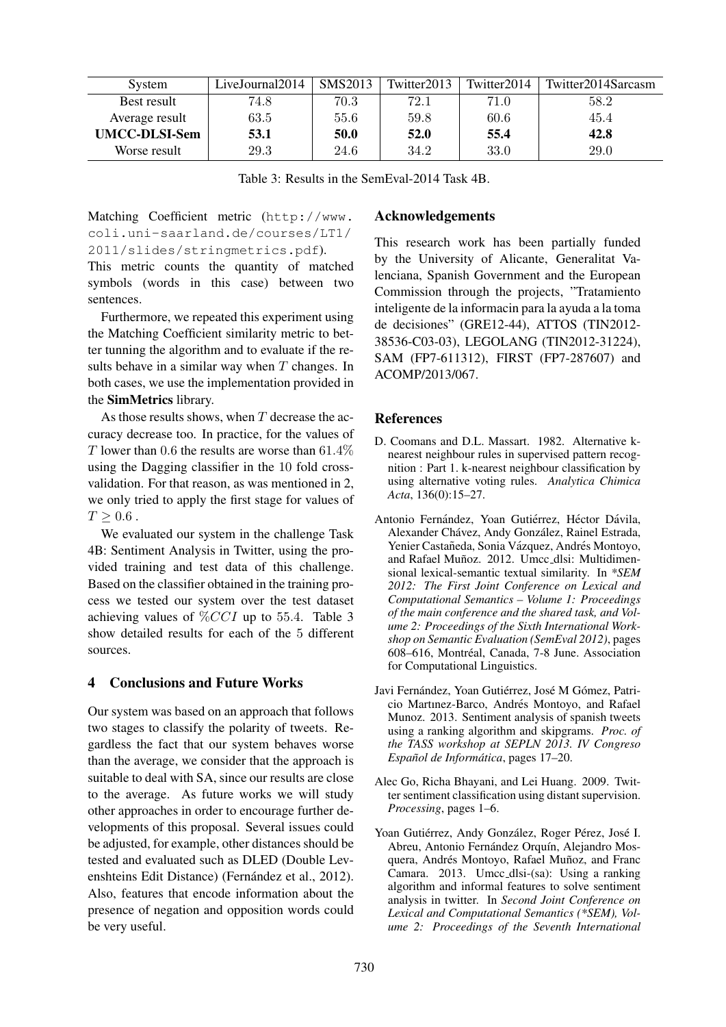| System | LiveJournal2014 | SMS2013 | Twitter2013 | Twitter2014 | Twitter2014Sarcasm |
|---|---|---|---|---|---|
| Best result | 74.8 | 70.3 | 72.1 | 71.0 | 58.2 |
| Average result | 63.5 | 55.6 | 59.8 | 60.6 | 45.4 |
| **UMCC-DLSI-Sem** | **53.1** | **50.0** | **52.0** | **55.4** | **42.8** |
| Worse result | 29.3 | 24.6 | 34.2 | 33.0 | 29.0 |

Table 3: Results in the SemEval-2014 Task 4B.

Matching Coefficient metric (http://www.coli.uni-saarland.de/courses/LT1/2011/slides/stringmetrics.pdf). This metric counts the quantity of matched symbols (words in this case) between two sentences.

Furthermore, we repeated this experiment using the Matching Coefficient similarity metric to better tunning the algorithm and to evaluate if the results behave in a similar way when $T$ changes. In both cases, we use the implementation provided in the **SimMetrics** library.

As those results shows, when $T$ decrease the accuracy decrease too. In practice, for the values of $T$ lower than $0.6$ the results are worse than $61.4\%$ using the Dagging classifier in the $10$ fold cross-validation. For that reason, as was mentioned in 2, we only tried to apply the first stage for values of $T \geq 0.6$ .

We evaluated our system in the challenge Task 4B: Sentiment Analysis in Twitter, using the provided training and test data of this challenge. Based on the classifier obtained in the training process we tested our system over the test dataset achieving values of $\%CCI$ up to $55.4$. Table 3 show detailed results for each of the $5$ different sources.

## 4 Conclusions and Future Works

Our system was based on an approach that follows two stages to classify the polarity of tweets. Regardless the fact that our system behaves worse than the average, we consider that the approach is suitable to deal with SA, since our results are close to the average. As future works we will study other approaches in order to encourage further developments of this proposal. Several issues could be adjusted, for example, other distances should be tested and evaluated such as DLED (Double Levenshteins Edit Distance) (Fernández et al., 2012). Also, features that encode information about the presence of negation and opposition words could be very useful.

## Acknowledgements

This research work has been partially funded by the University of Alicante, Generalitat Valenciana, Spanish Government and the European Commission through the projects, "Tratamiento inteligente de la informacin para la ayuda a la toma de decisiones" (GRE12-44), ATTOS (TIN2012-38536-C03-03), LEGOLANG (TIN2012-31224), SAM (FP7-611312), FIRST (FP7-287607) and ACOMP/2013/067.

## References

D. Coomans and D.L. Massart. 1982. Alternative k-nearest neighbour rules in supervised pattern recognition : Part 1. k-nearest neighbour classification by using alternative voting rules. *Analytica Chimica Acta*, 136(0):15–27.

Antonio Fernández, Yoan Gutiérrez, Héctor Dávila, Alexander Chávez, Andy González, Rainel Estrada, Yenier Castañeda, Sonia Vázquez, Andrés Montoyo, and Rafael Muñoz. 2012. Umcc_dlsi: Multidimensional lexical-semantic textual similarity. In *\*SEM 2012: The First Joint Conference on Lexical and Computational Semantics – Volume 1: Proceedings of the main conference and the shared task, and Volume 2: Proceedings of the Sixth International Workshop on Semantic Evaluation (SemEval 2012)*, pages 608–616, Montréal, Canada, 7-8 June. Association for Computational Linguistics.

Javi Fernández, Yoan Gutiérrez, José M Gómez, Patricio Martınez-Barco, Andrés Montoyo, and Rafael Munoz. 2013. Sentiment analysis of spanish tweets using a ranking algorithm and skipgrams. *Proc. of the TASS workshop at SEPLN 2013. IV Congreso Español de Informática*, pages 17–20.

Alec Go, Richa Bhayani, and Lei Huang. 2009. Twitter sentiment classification using distant supervision. *Processing*, pages 1–6.

Yoan Gutiérrez, Andy González, Roger Pérez, José I. Abreu, Antonio Fernández Orquín, Alejandro Mosquera, Andrés Montoyo, Rafael Muñoz, and Franc Camara. 2013. Umcc_dlsi-(sa): Using a ranking algorithm and informal features to solve sentiment analysis in twitter. In *Second Joint Conference on Lexical and Computational Semantics (\*SEM), Volume 2: Proceedings of the Seventh International*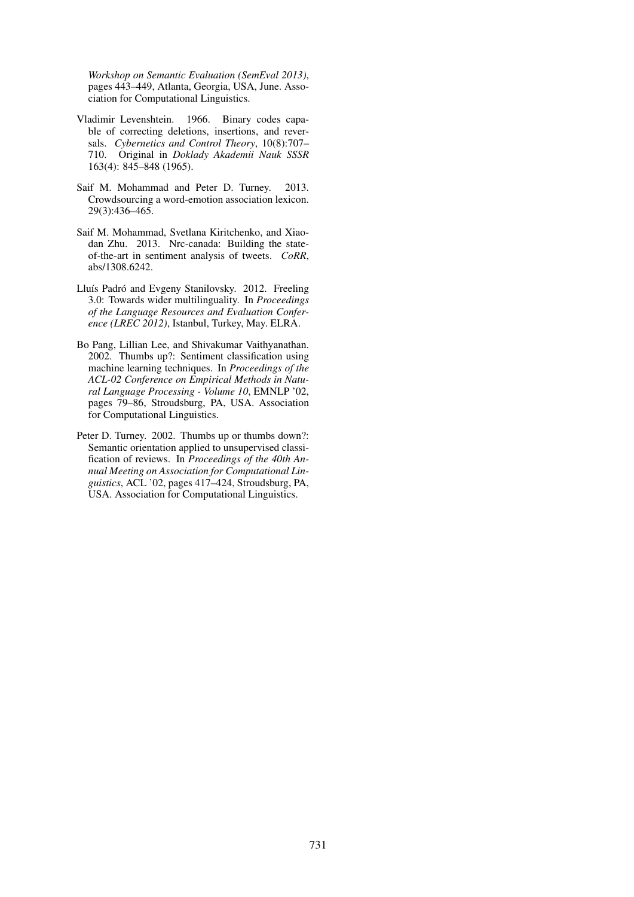*Workshop on Semantic Evaluation (SemEval 2013)*, pages 443–449, Atlanta, Georgia, USA, June. Association for Computational Linguistics.

Vladimir Levenshtein. 1966. Binary codes capable of correcting deletions, insertions, and reversals. *Cybernetics and Control Theory*, 10(8):707–710. Original in *Doklady Akademii Nauk SSSR* 163(4): 845–848 (1965).

Saif M. Mohammad and Peter D. Turney. 2013. Crowdsourcing a word-emotion association lexicon. 29(3):436–465.

Saif M. Mohammad, Svetlana Kiritchenko, and Xiaodan Zhu. 2013. Nrc-canada: Building the state-of-the-art in sentiment analysis of tweets. *CoRR*, abs/1308.6242.

Lluís Padró and Evgeny Stanilovsky. 2012. Freeling 3.0: Towards wider multilinguality. In *Proceedings of the Language Resources and Evaluation Conference (LREC 2012)*, Istanbul, Turkey, May. ELRA.

Bo Pang, Lillian Lee, and Shivakumar Vaithyanathan. 2002. Thumbs up?: Sentiment classification using machine learning techniques. In *Proceedings of the ACL-02 Conference on Empirical Methods in Natural Language Processing - Volume 10*, EMNLP '02, pages 79–86, Stroudsburg, PA, USA. Association for Computational Linguistics.

Peter D. Turney. 2002. Thumbs up or thumbs down?: Semantic orientation applied to unsupervised classification of reviews. In *Proceedings of the 40th Annual Meeting on Association for Computational Linguistics*, ACL '02, pages 417–424, Stroudsburg, PA, USA. Association for Computational Linguistics.